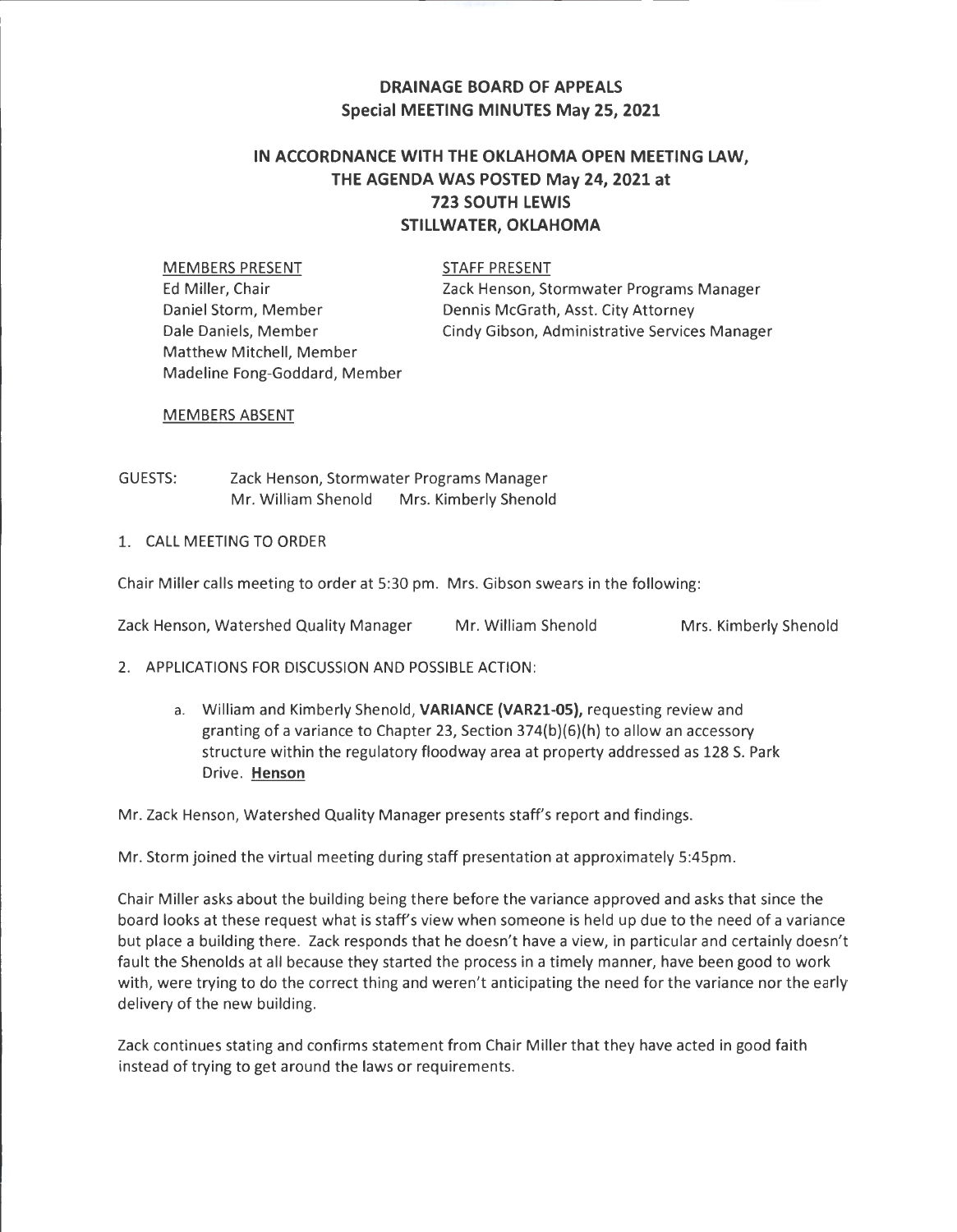# DRAINAGE BOARD OF APPEALS
## Special MEETING MINUTES May 25, 2021

## IN ACCORDNANCE WITH THE OKLAHOMA OPEN MEETING LAW, THE AGENDA WAS POSTED May 24, 2021 at 723 SOUTH LEWIS STILLWATER, OKLAHOMA

| MEMBERS PRESENT | STAFF PRESENT |
|---|---|
| Ed Miller, Chair | Zack Henson, Stormwater Programs Manager |
| Daniel Storm, Member | Dennis McGrath, Asst. City Attorney |
| Dale Daniels, Member | Cindy Gibson, Administrative Services Manager |
| Matthew Mitchell, Member | |
| Madeline Fong-Goddard, Member | |

MEMBERS ABSENT

GUESTS: Zack Henson, Stormwater Programs Manager
Mr. William Shenold Mrs. Kimberly Shenold

1. CALL MEETING TO ORDER

Chair Miller calls meeting to order at 5:30 pm. Mrs. Gibson swears in the following:

Zack Henson, Watershed Quality Manager Mr. William Shenold Mrs. Kimberly Shenold

2. APPLICATIONS FOR DISCUSSION AND POSSIBLE ACTION:

   a. William and Kimberly Shenold, **VARIANCE (VAR21-05),** requesting review and granting of a variance to Chapter 23, Section 374(b)(6)(h) to allow an accessory structure within the regulatory floodway area at property addressed as 128 S. Park Drive. **Henson**

Mr. Zack Henson, Watershed Quality Manager presents staff's report and findings.

Mr. Storm joined the virtual meeting during staff presentation at approximately 5:45pm.

Chair Miller asks about the building being there before the variance approved and asks that since the board looks at these request what is staff's view when someone is held up due to the need of a variance but place a building there. Zack responds that he doesn't have a view, in particular and certainly doesn't fault the Shenolds at all because they started the process in a timely manner, have been good to work with, were trying to do the correct thing and weren't anticipating the need for the variance nor the early delivery of the new building.

Zack continues stating and confirms statement from Chair Miller that they have acted in good faith instead of trying to get around the laws or requirements.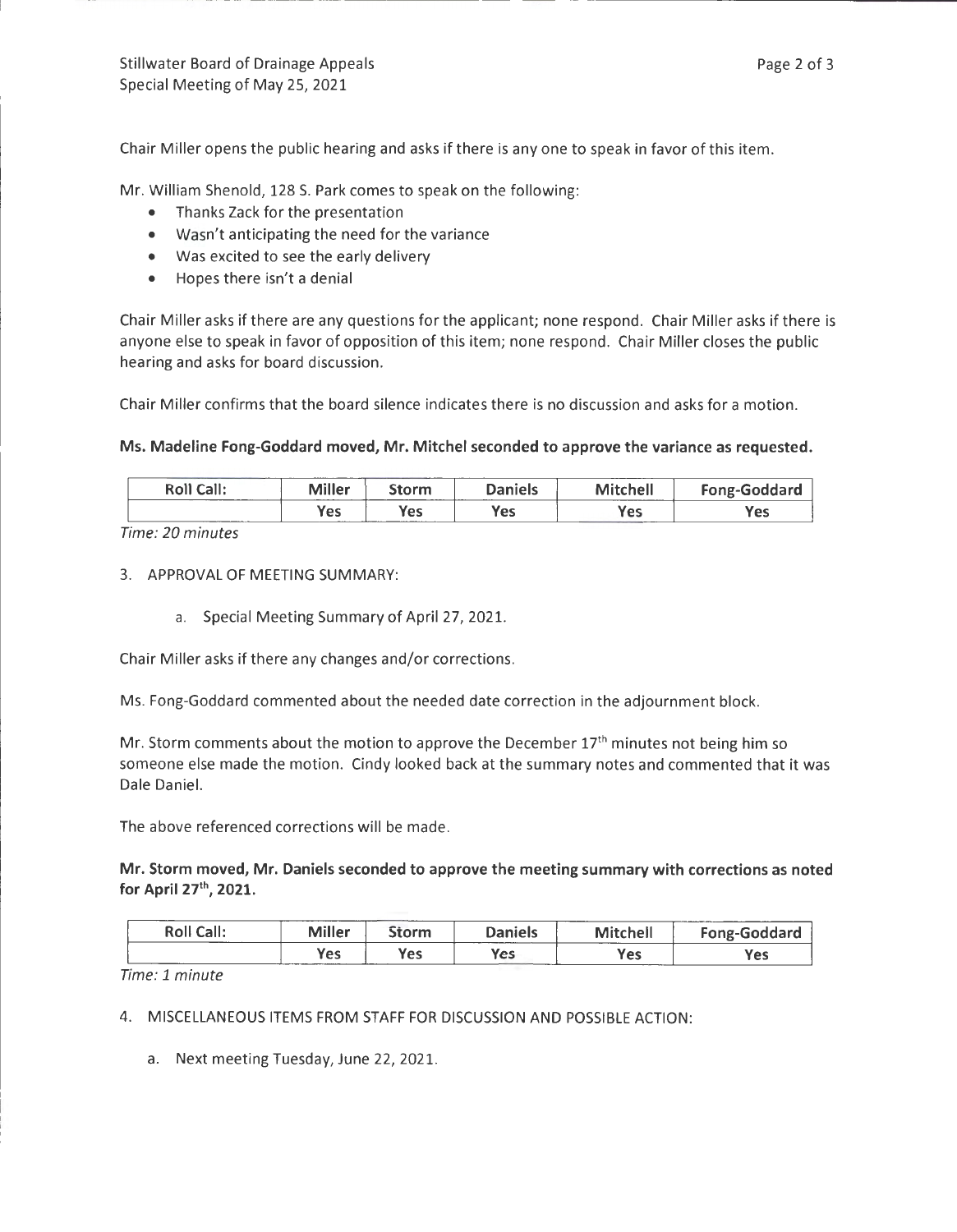Chair Miller opens the public hearing and asks if there is any one to speak in favor of this item.

Mr. William Shenold, 128 S. Park comes to speak on the following:

- Thanks Zack for the presentation
- Wasn't anticipating the need for the variance
- Was excited to see the early delivery
- Hopes there isn't a denial

Chair Miller asks if there are any questions for the applicant; none respond. Chair Miller asks if there is anyone else to speak in favor of opposition of this item; none respond. Chair Miller closes the public hearing and asks for board discussion.

Chair Miller confirms that the board silence indicates there is no discussion and asks for a motion.

**Ms. Madeline Fong-Goddard moved, Mr. Mitchel seconded to approve the variance as requested.**

| Roll Call: | Miller | Storm | Daniels | Mitchell | Fong-Goddard |
|---|---|---|---|---|---|
| | Yes | Yes | Yes | Yes | Yes |

*Time: 20 minutes*

3. APPROVAL OF MEETING SUMMARY:

    a. Special Meeting Summary of April 27, 2021.

Chair Miller asks if there any changes and/or corrections.

Ms. Fong-Goddard commented about the needed date correction in the adjournment block.

Mr. Storm comments about the motion to approve the December 17th minutes not being him so someone else made the motion. Cindy looked back at the summary notes and commented that it was Dale Daniel.

The above referenced corrections will be made.

**Mr. Storm moved, Mr. Daniels seconded to approve the meeting summary with corrections as noted for April 27th, 2021.**

| Roll Call: | Miller | Storm | Daniels | Mitchell | Fong-Goddard |
|---|---|---|---|---|---|
| | Yes | Yes | Yes | Yes | Yes |

*Time: 1 minute*

4. MISCELLANEOUS ITEMS FROM STAFF FOR DISCUSSION AND POSSIBLE ACTION:

    a. Next meeting Tuesday, June 22, 2021.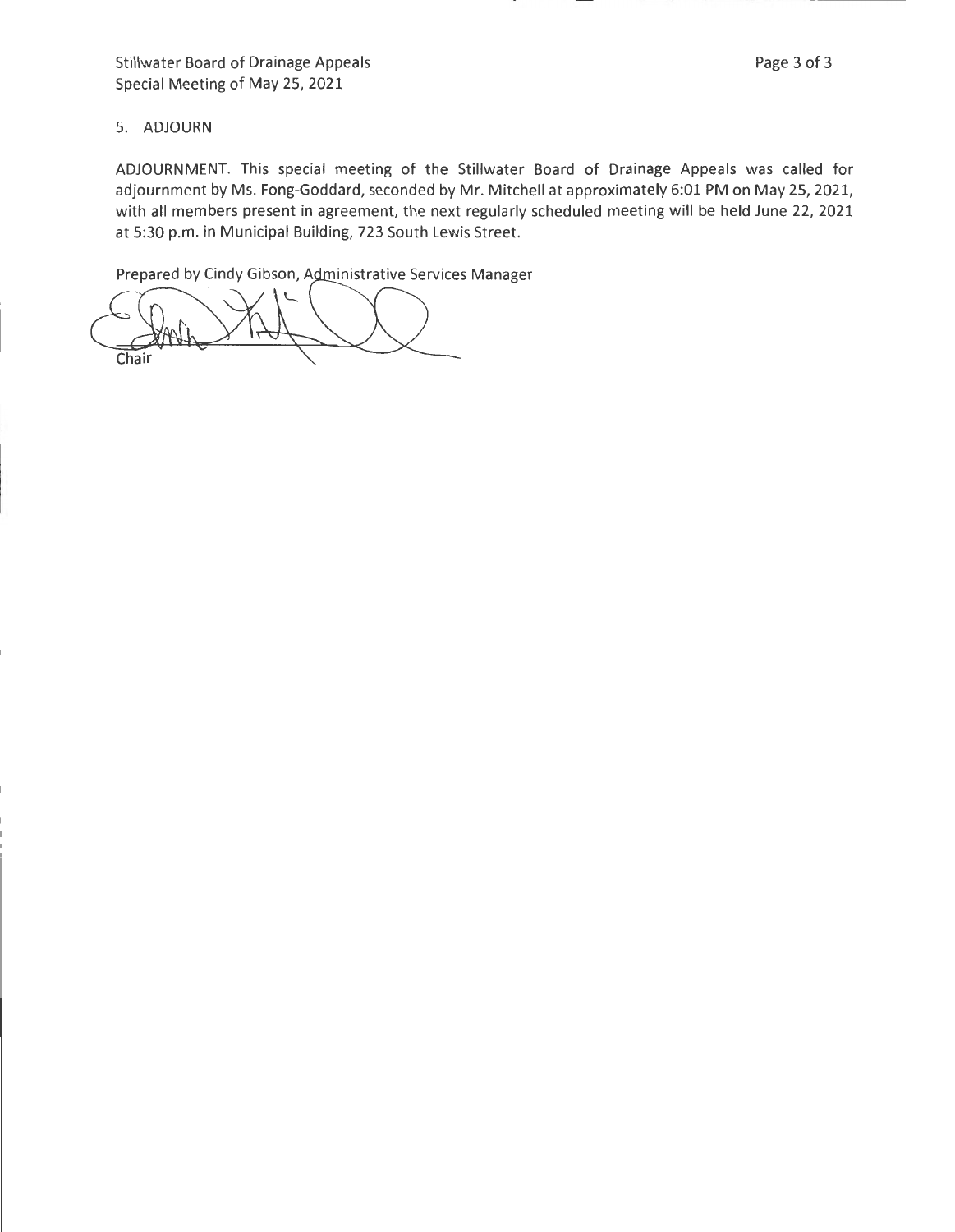## 5. ADJOURN

ADJOURNMENT. This special meeting of the Stillwater Board of Drainage Appeals was called for adjournment by Ms. Fong-Goddard, seconded by Mr. Mitchell at approximately 6:01 PM on May 25, 2021, with all members present in agreement, the next regularly scheduled meeting will be held June 22, 2021 at 5:30 p.m. in Municipal Building, 723 South Lewis Street.

Prepared by Cindy Gibson, Administrative Services Manager

Chair